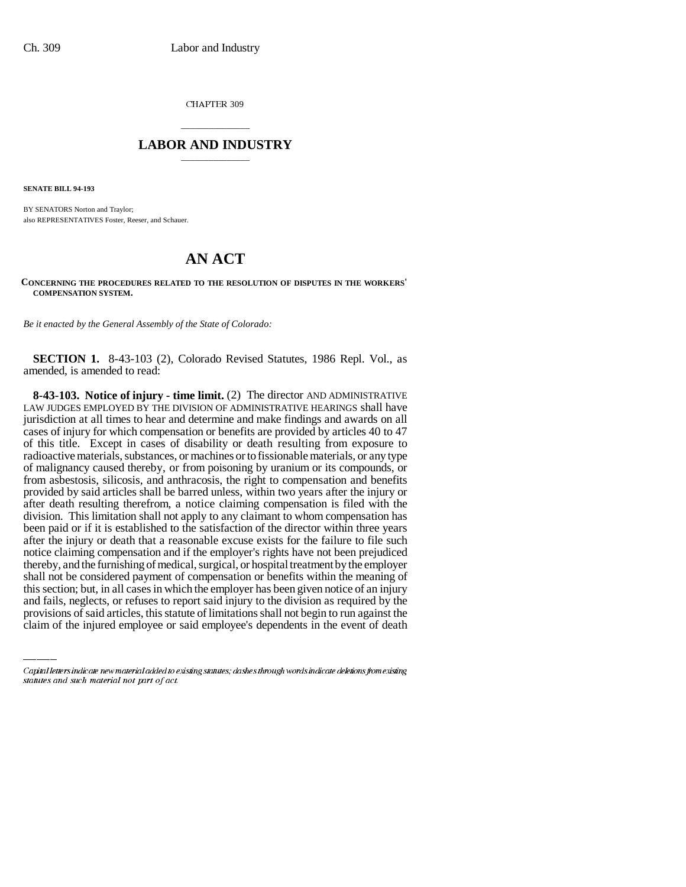CHAPTER 309

## LABOR AND INDUSTRY

**SENATE BILL 94-193**

BY SENATORS Norton and Traylor;
also REPRESENTATIVES Foster, Reeser, and Schauer.

# AN ACT

**CONCERNING THE PROCEDURES RELATED TO THE RESOLUTION OF DISPUTES IN THE WORKERS' COMPENSATION SYSTEM.**

*Be it enacted by the General Assembly of the State of Colorado:*

**SECTION 1.** 8-43-103 (2), Colorado Revised Statutes, 1986 Repl. Vol., as amended, is amended to read:

**8-43-103. Notice of injury - time limit.** (2) The director AND ADMINISTRATIVE LAW JUDGES EMPLOYED BY THE DIVISION OF ADMINISTRATIVE HEARINGS shall have jurisdiction at all times to hear and determine and make findings and awards on all cases of injury for which compensation or benefits are provided by articles 40 to 47 of this title. Except in cases of disability or death resulting from exposure to radioactive materials, substances, or machines or to fissionable materials, or any type of malignancy caused thereby, or from poisoning by uranium or its compounds, or from asbestosis, silicosis, and anthracosis, the right to compensation and benefits provided by said articles shall be barred unless, within two years after the injury or after death resulting therefrom, a notice claiming compensation is filed with the division. This limitation shall not apply to any claimant to whom compensation has been paid or if it is established to the satisfaction of the director within three years after the injury or death that a reasonable excuse exists for the failure to file such notice claiming compensation and if the employer's rights have not been prejudiced thereby, and the furnishing of medical, surgical, or hospital treatment by the employer shall not be considered payment of compensation or benefits within the meaning of this section; but, in all cases in which the employer has been given notice of an injury and fails, neglects, or refuses to report said injury to the division as required by the provisions of said articles, this statute of limitations shall not begin to run against the claim of the injured employee or said employee's dependents in the event of death

Capital letters indicate new material added to existing statutes; dashes through words indicate deletions from existing statutes and such material not part of act.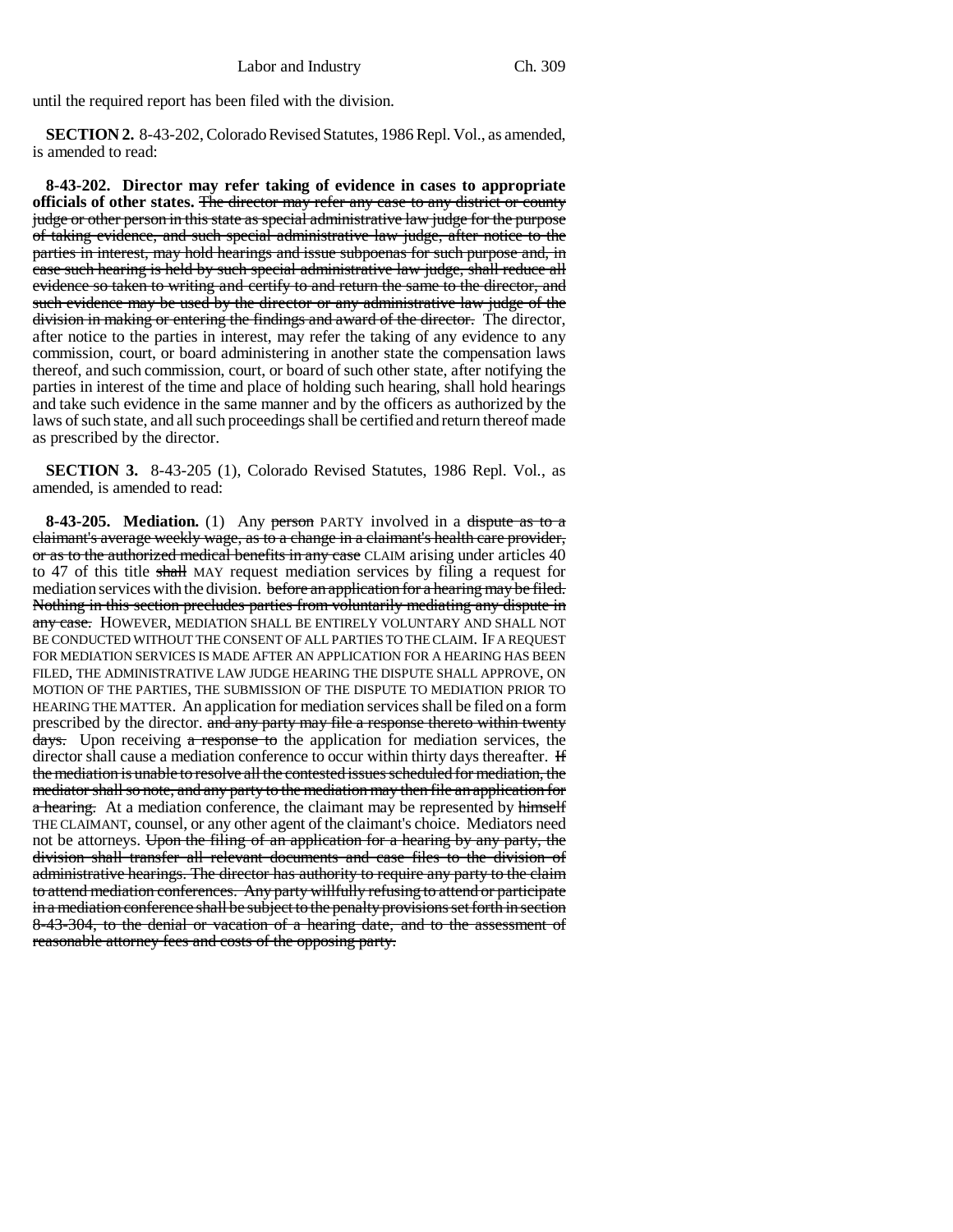until the required report has been filed with the division.

**SECTION 2.** 8-43-202, Colorado Revised Statutes, 1986 Repl. Vol., as amended, is amended to read:

**8-43-202. Director may refer taking of evidence in cases to appropriate officials of other states.** ~~The director may refer any case to any district or county judge or other person in this state as special administrative law judge for the purpose of taking evidence, and such special administrative law judge, after notice to the parties in interest, may hold hearings and issue subpoenas for such purpose and, in case such hearing is held by such special administrative law judge, shall reduce all evidence so taken to writing and certify to and return the same to the director, and such evidence may be used by the director or any administrative law judge of the division in making or entering the findings and award of the director.~~ The director, after notice to the parties in interest, may refer the taking of any evidence to any commission, court, or board administering in another state the compensation laws thereof, and such commission, court, or board of such other state, after notifying the parties in interest of the time and place of holding such hearing, shall hold hearings and take such evidence in the same manner and by the officers as authorized by the laws of such state, and all such proceedings shall be certified and return thereof made as prescribed by the director.

**SECTION 3.** 8-43-205 (1), Colorado Revised Statutes, 1986 Repl. Vol., as amended, is amended to read:

**8-43-205. Mediation.** (1) Any ~~person~~ PARTY involved in a ~~dispute as to a claimant's average weekly wage, as to a change in a claimant's health care provider, or as to the authorized medical benefits in any case~~ CLAIM arising under articles 40 to 47 of this title ~~shall~~ MAY request mediation services by filing a request for mediation services with the division. ~~before an application for a hearing may be filed. Nothing in this section precludes parties from voluntarily mediating any dispute in any case.~~ HOWEVER, MEDIATION SHALL BE ENTIRELY VOLUNTARY AND SHALL NOT BE CONDUCTED WITHOUT THE CONSENT OF ALL PARTIES TO THE CLAIM. IF A REQUEST FOR MEDIATION SERVICES IS MADE AFTER AN APPLICATION FOR A HEARING HAS BEEN FILED, THE ADMINISTRATIVE LAW JUDGE HEARING THE DISPUTE SHALL APPROVE, ON MOTION OF THE PARTIES, THE SUBMISSION OF THE DISPUTE TO MEDIATION PRIOR TO HEARING THE MATTER. An application for mediation services shall be filed on a form prescribed by the director. ~~and any party may file a response thereto within twenty days.~~ Upon receiving ~~a response to~~ the application for mediation services, the director shall cause a mediation conference to occur within thirty days thereafter. ~~If the mediation is unable to resolve all the contested issues scheduled for mediation, the mediator shall so note, and any party to the mediation may then file an application for a hearing.~~ At a mediation conference, the claimant may be represented by ~~himself~~ THE CLAIMANT, counsel, or any other agent of the claimant's choice. Mediators need not be attorneys. ~~Upon the filing of an application for a hearing by any party, the division shall transfer all relevant documents and case files to the division of administrative hearings. The director has authority to require any party to the claim to attend mediation conferences. Any party willfully refusing to attend or participate in a mediation conference shall be subject to the penalty provisions set forth in section 8-43-304, to the denial or vacation of a hearing date, and to the assessment of reasonable attorney fees and costs of the opposing party.~~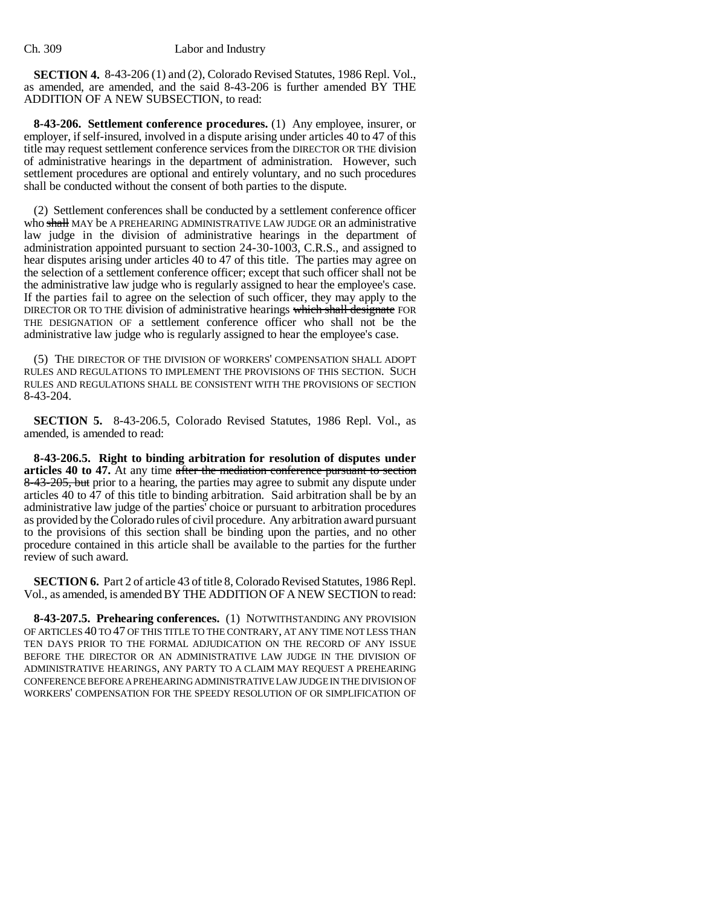**SECTION 4.** 8-43-206 (1) and (2), Colorado Revised Statutes, 1986 Repl. Vol., as amended, are amended, and the said 8-43-206 is further amended BY THE ADDITION OF A NEW SUBSECTION, to read:

**8-43-206. Settlement conference procedures.** (1) Any employee, insurer, or employer, if self-insured, involved in a dispute arising under articles 40 to 47 of this title may request settlement conference services from the DIRECTOR OR THE division of administrative hearings in the department of administration. However, such settlement procedures are optional and entirely voluntary, and no such procedures shall be conducted without the consent of both parties to the dispute.

(2) Settlement conferences shall be conducted by a settlement conference officer who ~~shall~~ MAY be A PREHEARING ADMINISTRATIVE LAW JUDGE OR an administrative law judge in the division of administrative hearings in the department of administration appointed pursuant to section 24-30-1003, C.R.S., and assigned to hear disputes arising under articles 40 to 47 of this title. The parties may agree on the selection of a settlement conference officer; except that such officer shall not be the administrative law judge who is regularly assigned to hear the employee's case. If the parties fail to agree on the selection of such officer, they may apply to the DIRECTOR OR TO THE division of administrative hearings ~~which shall designate~~ FOR THE DESIGNATION OF a settlement conference officer who shall not be the administrative law judge who is regularly assigned to hear the employee's case.

(5) THE DIRECTOR OF THE DIVISION OF WORKERS' COMPENSATION SHALL ADOPT RULES AND REGULATIONS TO IMPLEMENT THE PROVISIONS OF THIS SECTION. SUCH RULES AND REGULATIONS SHALL BE CONSISTENT WITH THE PROVISIONS OF SECTION 8-43-204.

**SECTION 5.** 8-43-206.5, Colorado Revised Statutes, 1986 Repl. Vol., as amended, is amended to read:

**8-43-206.5. Right to binding arbitration for resolution of disputes under articles 40 to 47.** At any time ~~after the mediation conference pursuant to section 8-43-205, but~~ prior to a hearing, the parties may agree to submit any dispute under articles 40 to 47 of this title to binding arbitration. Said arbitration shall be by an administrative law judge of the parties' choice or pursuant to arbitration procedures as provided by the Colorado rules of civil procedure. Any arbitration award pursuant to the provisions of this section shall be binding upon the parties, and no other procedure contained in this article shall be available to the parties for the further review of such award.

**SECTION 6.** Part 2 of article 43 of title 8, Colorado Revised Statutes, 1986 Repl. Vol., as amended, is amended BY THE ADDITION OF A NEW SECTION to read:

**8-43-207.5. Prehearing conferences.** (1) NOTWITHSTANDING ANY PROVISION OF ARTICLES 40 TO 47 OF THIS TITLE TO THE CONTRARY, AT ANY TIME NOT LESS THAN TEN DAYS PRIOR TO THE FORMAL ADJUDICATION ON THE RECORD OF ANY ISSUE BEFORE THE DIRECTOR OR AN ADMINISTRATIVE LAW JUDGE IN THE DIVISION OF ADMINISTRATIVE HEARINGS, ANY PARTY TO A CLAIM MAY REQUEST A PREHEARING CONFERENCE BEFORE A PREHEARING ADMINISTRATIVE LAW JUDGE IN THE DIVISION OF WORKERS' COMPENSATION FOR THE SPEEDY RESOLUTION OF OR SIMPLIFICATION OF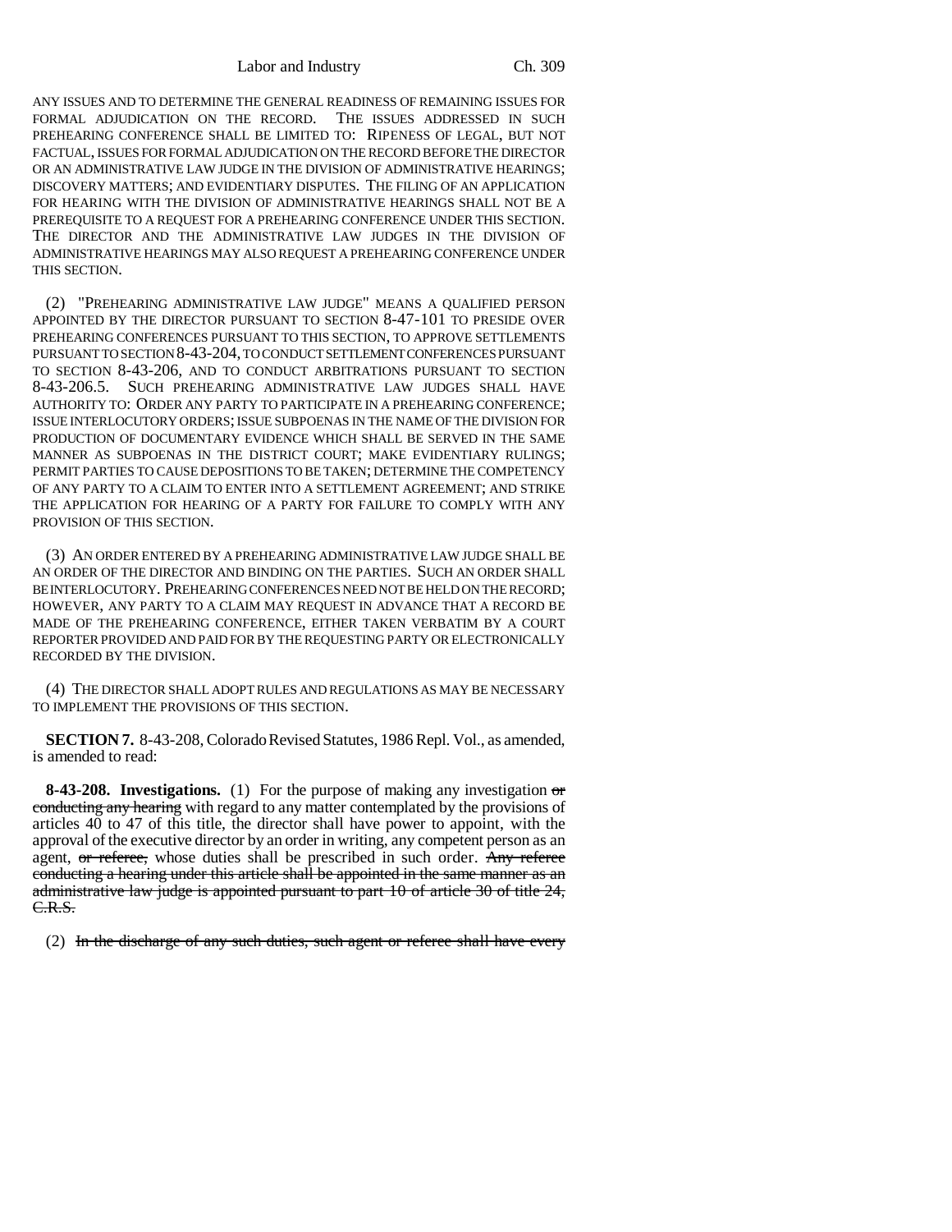ANY ISSUES AND TO DETERMINE THE GENERAL READINESS OF REMAINING ISSUES FOR FORMAL ADJUDICATION ON THE RECORD. THE ISSUES ADDRESSED IN SUCH PREHEARING CONFERENCE SHALL BE LIMITED TO: RIPENESS OF LEGAL, BUT NOT FACTUAL, ISSUES FOR FORMAL ADJUDICATION ON THE RECORD BEFORE THE DIRECTOR OR AN ADMINISTRATIVE LAW JUDGE IN THE DIVISION OF ADMINISTRATIVE HEARINGS; DISCOVERY MATTERS; AND EVIDENTIARY DISPUTES. THE FILING OF AN APPLICATION FOR HEARING WITH THE DIVISION OF ADMINISTRATIVE HEARINGS SHALL NOT BE A PREREQUISITE TO A REQUEST FOR A PREHEARING CONFERENCE UNDER THIS SECTION. THE DIRECTOR AND THE ADMINISTRATIVE LAW JUDGES IN THE DIVISION OF ADMINISTRATIVE HEARINGS MAY ALSO REQUEST A PREHEARING CONFERENCE UNDER THIS SECTION.

(2) "PREHEARING ADMINISTRATIVE LAW JUDGE" MEANS A QUALIFIED PERSON APPOINTED BY THE DIRECTOR PURSUANT TO SECTION 8-47-101 TO PRESIDE OVER PREHEARING CONFERENCES PURSUANT TO THIS SECTION, TO APPROVE SETTLEMENTS PURSUANT TO SECTION 8-43-204, TO CONDUCT SETTLEMENT CONFERENCES PURSUANT TO SECTION 8-43-206, AND TO CONDUCT ARBITRATIONS PURSUANT TO SECTION 8-43-206.5. SUCH PREHEARING ADMINISTRATIVE LAW JUDGES SHALL HAVE AUTHORITY TO: ORDER ANY PARTY TO PARTICIPATE IN A PREHEARING CONFERENCE; ISSUE INTERLOCUTORY ORDERS; ISSUE SUBPOENAS IN THE NAME OF THE DIVISION FOR PRODUCTION OF DOCUMENTARY EVIDENCE WHICH SHALL BE SERVED IN THE SAME MANNER AS SUBPOENAS IN THE DISTRICT COURT; MAKE EVIDENTIARY RULINGS; PERMIT PARTIES TO CAUSE DEPOSITIONS TO BE TAKEN; DETERMINE THE COMPETENCY OF ANY PARTY TO A CLAIM TO ENTER INTO A SETTLEMENT AGREEMENT; AND STRIKE THE APPLICATION FOR HEARING OF A PARTY FOR FAILURE TO COMPLY WITH ANY PROVISION OF THIS SECTION.

(3) AN ORDER ENTERED BY A PREHEARING ADMINISTRATIVE LAW JUDGE SHALL BE AN ORDER OF THE DIRECTOR AND BINDING ON THE PARTIES. SUCH AN ORDER SHALL BE INTERLOCUTORY. PREHEARING CONFERENCES NEED NOT BE HELD ON THE RECORD; HOWEVER, ANY PARTY TO A CLAIM MAY REQUEST IN ADVANCE THAT A RECORD BE MADE OF THE PREHEARING CONFERENCE, EITHER TAKEN VERBATIM BY A COURT REPORTER PROVIDED AND PAID FOR BY THE REQUESTING PARTY OR ELECTRONICALLY RECORDED BY THE DIVISION.

(4) THE DIRECTOR SHALL ADOPT RULES AND REGULATIONS AS MAY BE NECESSARY TO IMPLEMENT THE PROVISIONS OF THIS SECTION.

**SECTION 7.** 8-43-208, Colorado Revised Statutes, 1986 Repl. Vol., as amended, is amended to read:

**8-43-208. Investigations.** (1) For the purpose of making any investigation ~~or conducting any hearing~~ with regard to any matter contemplated by the provisions of articles 40 to 47 of this title, the director shall have power to appoint, with the approval of the executive director by an order in writing, any competent person as an agent, ~~or referee,~~ whose duties shall be prescribed in such order. ~~Any referee conducting a hearing under this article shall be appointed in the same manner as an administrative law judge is appointed pursuant to part 10 of article 30 of title 24, C.R.S.~~

(2) ~~In the discharge of any such duties, such agent or referee shall have every~~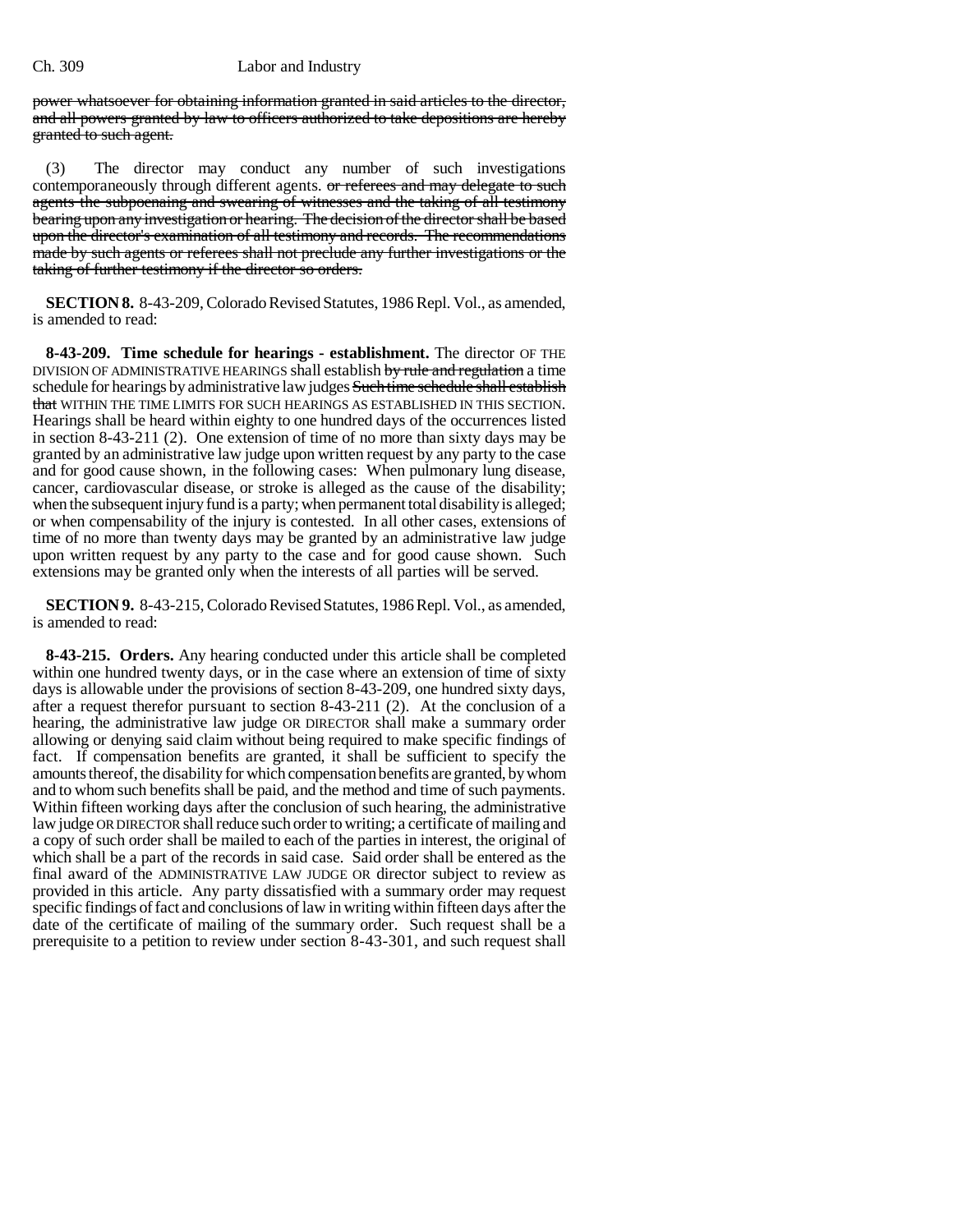power whatsoever for obtaining information granted in said articles to the director, and all powers granted by law to officers authorized to take depositions are hereby granted to such agent.

(3) The director may conduct any number of such investigations contemporaneously through different agents. or referees and may delegate to such agents the subpoenaing and swearing of witnesses and the taking of all testimony bearing upon any investigation or hearing. The decision of the director shall be based upon the director's examination of all testimony and records. The recommendations made by such agents or referees shall not preclude any further investigations or the taking of further testimony if the director so orders.

**SECTION 8.** 8-43-209, Colorado Revised Statutes, 1986 Repl. Vol., as amended, is amended to read:

**8-43-209. Time schedule for hearings - establishment.** The director OF THE DIVISION OF ADMINISTRATIVE HEARINGS shall establish by rule and regulation a time schedule for hearings by administrative law judges Such time schedule shall establish that WITHIN THE TIME LIMITS FOR SUCH HEARINGS AS ESTABLISHED IN THIS SECTION. Hearings shall be heard within eighty to one hundred days of the occurrences listed in section 8-43-211 (2). One extension of time of no more than sixty days may be granted by an administrative law judge upon written request by any party to the case and for good cause shown, in the following cases: When pulmonary lung disease, cancer, cardiovascular disease, or stroke is alleged as the cause of the disability; when the subsequent injury fund is a party; when permanent total disability is alleged; or when compensability of the injury is contested. In all other cases, extensions of time of no more than twenty days may be granted by an administrative law judge upon written request by any party to the case and for good cause shown. Such extensions may be granted only when the interests of all parties will be served.

**SECTION 9.** 8-43-215, Colorado Revised Statutes, 1986 Repl. Vol., as amended, is amended to read:

**8-43-215. Orders.** Any hearing conducted under this article shall be completed within one hundred twenty days, or in the case where an extension of time of sixty days is allowable under the provisions of section 8-43-209, one hundred sixty days, after a request therefor pursuant to section 8-43-211 (2). At the conclusion of a hearing, the administrative law judge OR DIRECTOR shall make a summary order allowing or denying said claim without being required to make specific findings of fact. If compensation benefits are granted, it shall be sufficient to specify the amounts thereof, the disability for which compensation benefits are granted, by whom and to whom such benefits shall be paid, and the method and time of such payments. Within fifteen working days after the conclusion of such hearing, the administrative law judge OR DIRECTOR shall reduce such order to writing; a certificate of mailing and a copy of such order shall be mailed to each of the parties in interest, the original of which shall be a part of the records in said case. Said order shall be entered as the final award of the ADMINISTRATIVE LAW JUDGE OR director subject to review as provided in this article. Any party dissatisfied with a summary order may request specific findings of fact and conclusions of law in writing within fifteen days after the date of the certificate of mailing of the summary order. Such request shall be a prerequisite to a petition to review under section 8-43-301, and such request shall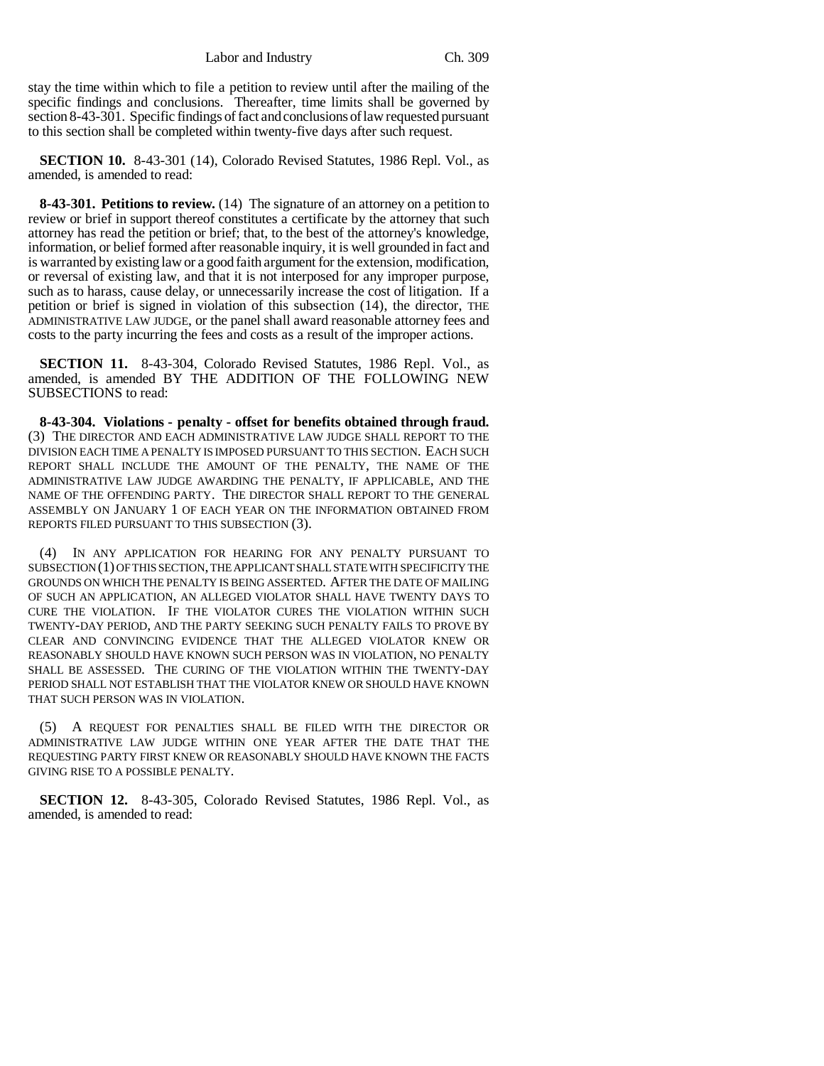stay the time within which to file a petition to review until after the mailing of the specific findings and conclusions. Thereafter, time limits shall be governed by section 8-43-301. Specific findings of fact and conclusions of law requested pursuant to this section shall be completed within twenty-five days after such request.

**SECTION 10.** 8-43-301 (14), Colorado Revised Statutes, 1986 Repl. Vol., as amended, is amended to read:

**8-43-301. Petitions to review.** (14) The signature of an attorney on a petition to review or brief in support thereof constitutes a certificate by the attorney that such attorney has read the petition or brief; that, to the best of the attorney's knowledge, information, or belief formed after reasonable inquiry, it is well grounded in fact and is warranted by existing law or a good faith argument for the extension, modification, or reversal of existing law, and that it is not interposed for any improper purpose, such as to harass, cause delay, or unnecessarily increase the cost of litigation. If a petition or brief is signed in violation of this subsection (14), the director, THE ADMINISTRATIVE LAW JUDGE, or the panel shall award reasonable attorney fees and costs to the party incurring the fees and costs as a result of the improper actions.

**SECTION 11.** 8-43-304, Colorado Revised Statutes, 1986 Repl. Vol., as amended, is amended BY THE ADDITION OF THE FOLLOWING NEW SUBSECTIONS to read:

**8-43-304. Violations - penalty - offset for benefits obtained through fraud.** (3) THE DIRECTOR AND EACH ADMINISTRATIVE LAW JUDGE SHALL REPORT TO THE DIVISION EACH TIME A PENALTY IS IMPOSED PURSUANT TO THIS SECTION. EACH SUCH REPORT SHALL INCLUDE THE AMOUNT OF THE PENALTY, THE NAME OF THE ADMINISTRATIVE LAW JUDGE AWARDING THE PENALTY, IF APPLICABLE, AND THE NAME OF THE OFFENDING PARTY. THE DIRECTOR SHALL REPORT TO THE GENERAL ASSEMBLY ON JANUARY 1 OF EACH YEAR ON THE INFORMATION OBTAINED FROM REPORTS FILED PURSUANT TO THIS SUBSECTION (3).

(4) IN ANY APPLICATION FOR HEARING FOR ANY PENALTY PURSUANT TO SUBSECTION (1) OF THIS SECTION, THE APPLICANT SHALL STATE WITH SPECIFICITY THE GROUNDS ON WHICH THE PENALTY IS BEING ASSERTED. AFTER THE DATE OF MAILING OF SUCH AN APPLICATION, AN ALLEGED VIOLATOR SHALL HAVE TWENTY DAYS TO CURE THE VIOLATION. IF THE VIOLATOR CURES THE VIOLATION WITHIN SUCH TWENTY-DAY PERIOD, AND THE PARTY SEEKING SUCH PENALTY FAILS TO PROVE BY CLEAR AND CONVINCING EVIDENCE THAT THE ALLEGED VIOLATOR KNEW OR REASONABLY SHOULD HAVE KNOWN SUCH PERSON WAS IN VIOLATION, NO PENALTY SHALL BE ASSESSED. THE CURING OF THE VIOLATION WITHIN THE TWENTY-DAY PERIOD SHALL NOT ESTABLISH THAT THE VIOLATOR KNEW OR SHOULD HAVE KNOWN THAT SUCH PERSON WAS IN VIOLATION.

(5) A REQUEST FOR PENALTIES SHALL BE FILED WITH THE DIRECTOR OR ADMINISTRATIVE LAW JUDGE WITHIN ONE YEAR AFTER THE DATE THAT THE REQUESTING PARTY FIRST KNEW OR REASONABLY SHOULD HAVE KNOWN THE FACTS GIVING RISE TO A POSSIBLE PENALTY.

**SECTION 12.** 8-43-305, Colorado Revised Statutes, 1986 Repl. Vol., as amended, is amended to read: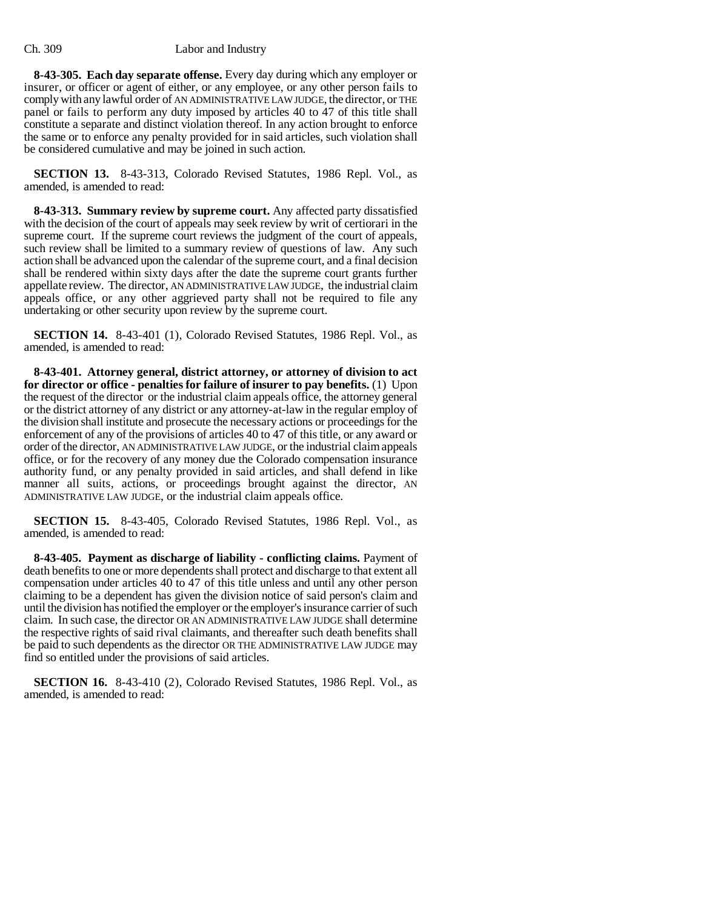**8-43-305. Each day separate offense.** Every day during which any employer or insurer, or officer or agent of either, or any employee, or any other person fails to comply with any lawful order of AN ADMINISTRATIVE LAW JUDGE, the director, or THE panel or fails to perform any duty imposed by articles 40 to 47 of this title shall constitute a separate and distinct violation thereof. In any action brought to enforce the same or to enforce any penalty provided for in said articles, such violation shall be considered cumulative and may be joined in such action.

**SECTION 13.** 8-43-313, Colorado Revised Statutes, 1986 Repl. Vol., as amended, is amended to read:

**8-43-313. Summary review by supreme court.** Any affected party dissatisfied with the decision of the court of appeals may seek review by writ of certiorari in the supreme court. If the supreme court reviews the judgment of the court of appeals, such review shall be limited to a summary review of questions of law. Any such action shall be advanced upon the calendar of the supreme court, and a final decision shall be rendered within sixty days after the date the supreme court grants further appellate review. The director, AN ADMINISTRATIVE LAW JUDGE, the industrial claim appeals office, or any other aggrieved party shall not be required to file any undertaking or other security upon review by the supreme court.

**SECTION 14.** 8-43-401 (1), Colorado Revised Statutes, 1986 Repl. Vol., as amended, is amended to read:

**8-43-401. Attorney general, district attorney, or attorney of division to act for director or office - penalties for failure of insurer to pay benefits.** (1) Upon the request of the director or the industrial claim appeals office, the attorney general or the district attorney of any district or any attorney-at-law in the regular employ of the division shall institute and prosecute the necessary actions or proceedings for the enforcement of any of the provisions of articles 40 to 47 of this title, or any award or order of the director, AN ADMINISTRATIVE LAW JUDGE, or the industrial claim appeals office, or for the recovery of any money due the Colorado compensation insurance authority fund, or any penalty provided in said articles, and shall defend in like manner all suits, actions, or proceedings brought against the director, AN ADMINISTRATIVE LAW JUDGE, or the industrial claim appeals office.

**SECTION 15.** 8-43-405, Colorado Revised Statutes, 1986 Repl. Vol., as amended, is amended to read:

**8-43-405. Payment as discharge of liability - conflicting claims.** Payment of death benefits to one or more dependents shall protect and discharge to that extent all compensation under articles 40 to 47 of this title unless and until any other person claiming to be a dependent has given the division notice of said person's claim and until the division has notified the employer or the employer's insurance carrier of such claim. In such case, the director OR AN ADMINISTRATIVE LAW JUDGE shall determine the respective rights of said rival claimants, and thereafter such death benefits shall be paid to such dependents as the director OR THE ADMINISTRATIVE LAW JUDGE may find so entitled under the provisions of said articles.

**SECTION 16.** 8-43-410 (2), Colorado Revised Statutes, 1986 Repl. Vol., as amended, is amended to read: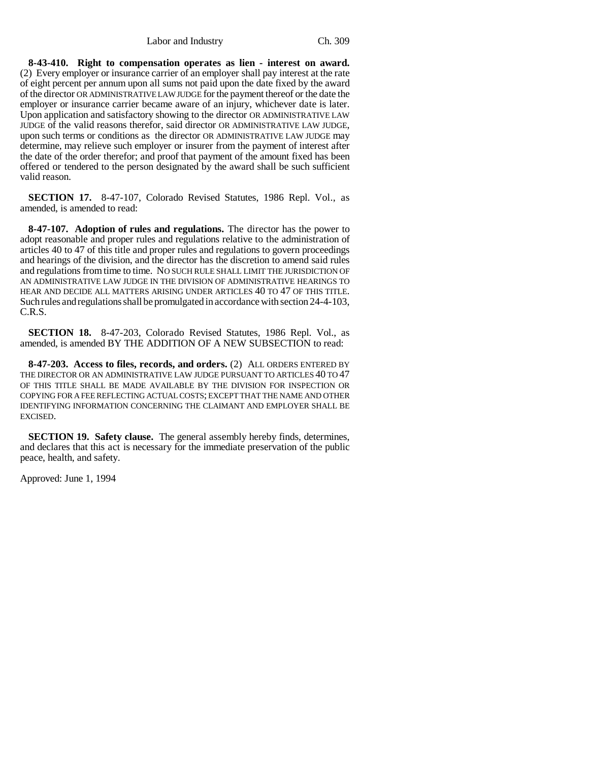**8-43-410. Right to compensation operates as lien - interest on award.** (2) Every employer or insurance carrier of an employer shall pay interest at the rate of eight percent per annum upon all sums not paid upon the date fixed by the award of the director OR ADMINISTRATIVE LAW JUDGE for the payment thereof or the date the employer or insurance carrier became aware of an injury, whichever date is later. Upon application and satisfactory showing to the director OR ADMINISTRATIVE LAW JUDGE of the valid reasons therefor, said director OR ADMINISTRATIVE LAW JUDGE, upon such terms or conditions as the director OR ADMINISTRATIVE LAW JUDGE may determine, may relieve such employer or insurer from the payment of interest after the date of the order therefor; and proof that payment of the amount fixed has been offered or tendered to the person designated by the award shall be such sufficient valid reason.

**SECTION 17.** 8-47-107, Colorado Revised Statutes, 1986 Repl. Vol., as amended, is amended to read:

**8-47-107. Adoption of rules and regulations.** The director has the power to adopt reasonable and proper rules and regulations relative to the administration of articles 40 to 47 of this title and proper rules and regulations to govern proceedings and hearings of the division, and the director has the discretion to amend said rules and regulations from time to time. NO SUCH RULE SHALL LIMIT THE JURISDICTION OF AN ADMINISTRATIVE LAW JUDGE IN THE DIVISION OF ADMINISTRATIVE HEARINGS TO HEAR AND DECIDE ALL MATTERS ARISING UNDER ARTICLES 40 TO 47 OF THIS TITLE. Such rules and regulations shall be promulgated in accordance with section 24-4-103, C.R.S.

**SECTION 18.** 8-47-203, Colorado Revised Statutes, 1986 Repl. Vol., as amended, is amended BY THE ADDITION OF A NEW SUBSECTION to read:

**8-47-203. Access to files, records, and orders.** (2) ALL ORDERS ENTERED BY THE DIRECTOR OR AN ADMINISTRATIVE LAW JUDGE PURSUANT TO ARTICLES 40 TO 47 OF THIS TITLE SHALL BE MADE AVAILABLE BY THE DIVISION FOR INSPECTION OR COPYING FOR A FEE REFLECTING ACTUAL COSTS; EXCEPT THAT THE NAME AND OTHER IDENTIFYING INFORMATION CONCERNING THE CLAIMANT AND EMPLOYER SHALL BE EXCISED.

**SECTION 19. Safety clause.** The general assembly hereby finds, determines, and declares that this act is necessary for the immediate preservation of the public peace, health, and safety.

Approved: June 1, 1994